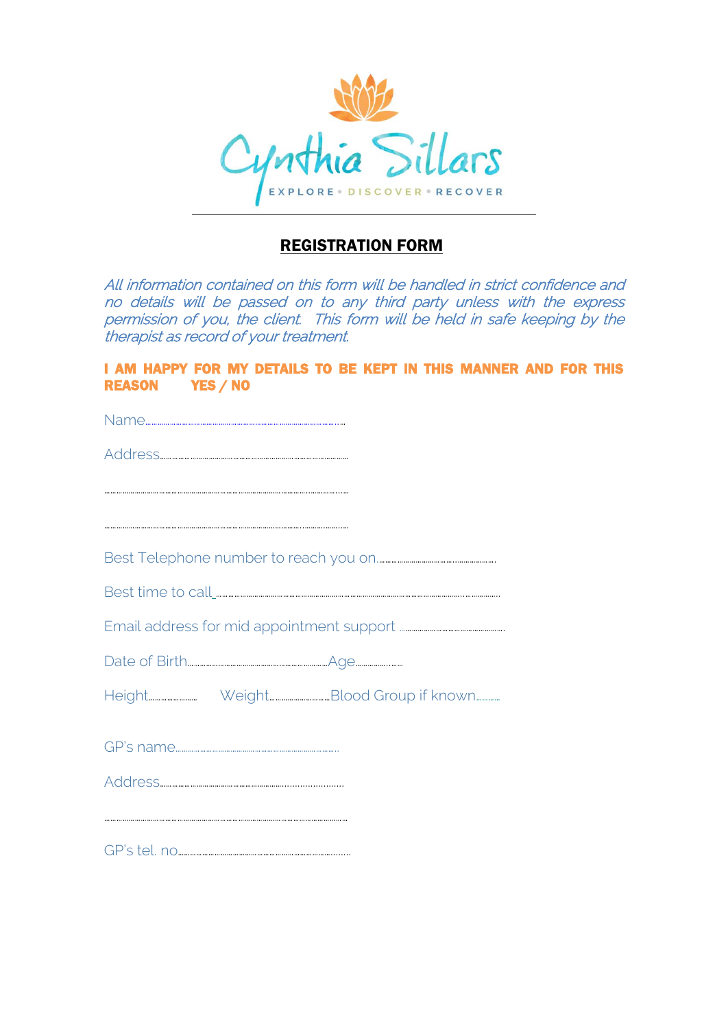Cynthia Sillars

EXPLORE • DISCOVER • RECOVER

## REGISTRATION FORM

*All information contained on this form will be handled in strict confidence and no details will be passed on to any third party unless with the express permission of you, the client. This form will be held in safe keeping by the therapist as record of your treatment.*

**I AM HAPPY FOR MY DETAILS TO BE KEPT IN THIS MANNER AND FOR THIS REASON YES / NO**

Name……………………………………………………………………………

Address…………………………………………………………………………

……………………………………………………………………………………

……………………………………………………………………………………

Best Telephone number to reach you on……………………………………

Best time to call_…………………………………………………………………

Email address for mid appointment support ……………………………………

Date of Birth…………………………………………Age………………

Height……………… Weight………………Blood Group if known………

GP's name………………………………………………………………

Address……………………………………………………………………

……………………………………………………………………………………

GP's tel. no…………………………………………………………………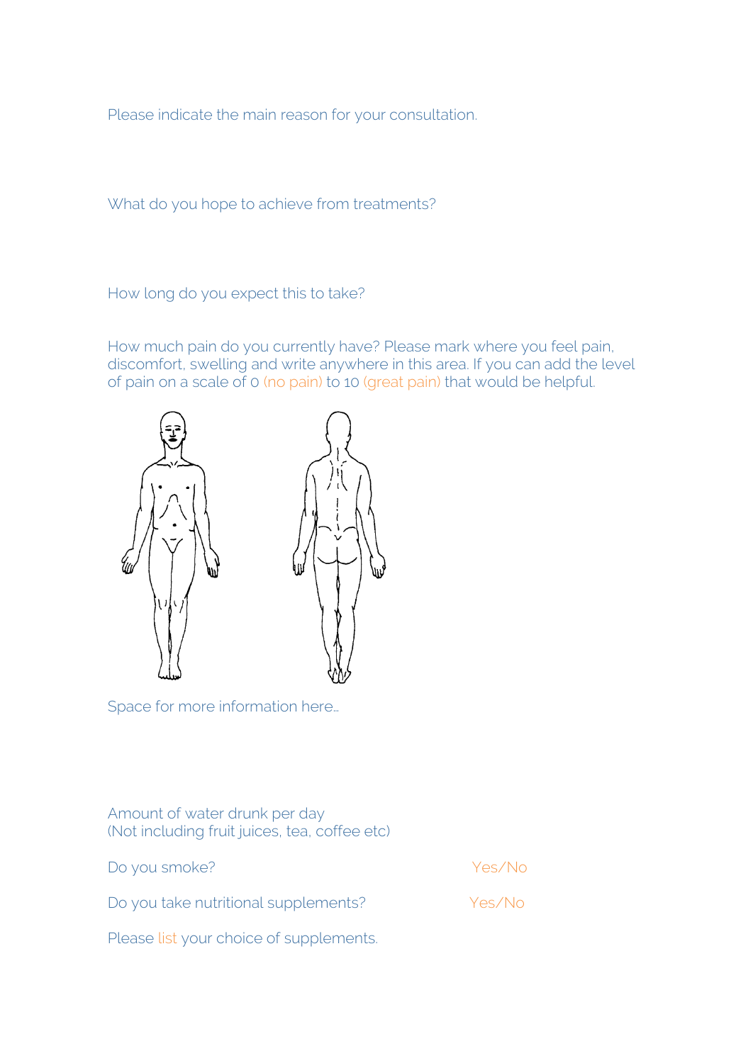Please indicate the main reason for your consultation.

What do you hope to achieve from treatments?

How long do you expect this to take?

How much pain do you currently have? Please mark where you feel pain, discomfort, swelling and write anywhere in this area. If you can add the level of pain on a scale of 0 (no pain) to 10 (great pain) that would be helpful.

Space for more information here…

Amount of water drunk per day
(Not including fruit juices, tea, coffee etc)

Do you smoke? Yes/No

Do you take nutritional supplements? Yes/No

Please list your choice of supplements.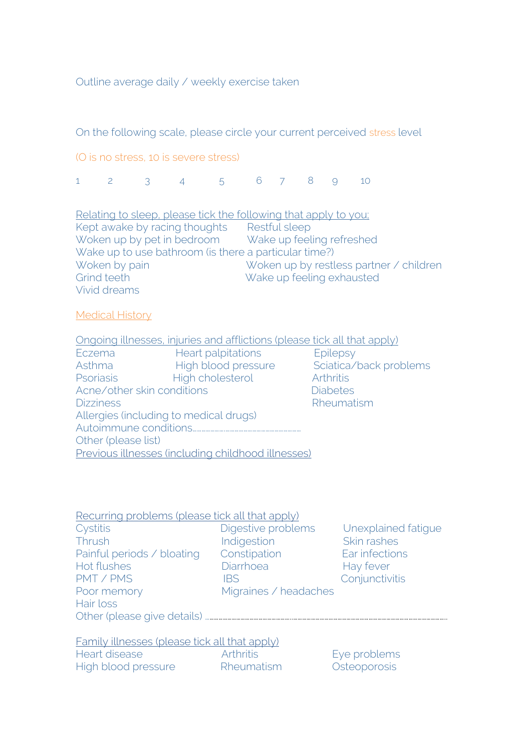Outline average daily / weekly exercise taken

On the following scale, please circle your current perceived stress level

(O is no stress, 10 is severe stress)

1 2 3 4 5 6 7 8 9 10

Relating to sleep, please tick the following that apply to you;

Kept awake by racing thoughts  
Restful sleep  
Woken up by pet in bedroom  
Wake up feeling refreshed  
Wake up to use bathroom (is there a particular time?)  
Woken by pain  
Woken up by restless partner / children  
Grind teeth  
Wake up feeling exhausted  
Vivid dreams

## Medical History

Ongoing illnesses, injuries and afflictions (please tick all that apply)

| | | |
|---|---|---|
| Eczema | Heart palpitations | Epilepsy |
| Asthma | High blood pressure | Sciatica/back problems |
| Psoriasis | High cholesterol | Arthritis |
| Acne/other skin conditions | | Diabetes |
| Dizziness | | Rheumatism |

Allergies (including to medical drugs)  
Autoimmune conditions.............................................................  
Other (please list)

Previous illnesses (including childhood illnesses)

Recurring problems (please tick all that apply)

| | | |
|---|---|---|
| Cystitis | Digestive problems | Unexplained fatigue |
| Thrush | Indigestion | Skin rashes |
| Painful periods / bloating | Constipation | Ear infections |
| Hot flushes | Diarrhoea | Hay fever |
| PMT / PMS | IBS | Conjunctivitis |
| Poor memory | Migraines / headaches | |
| Hair loss | | |

Other (please give details) ..........................................................................................................................................................

Family illnesses (please tick all that apply)

| | | |
|---|---|---|
| Heart disease | Arthritis | Eye problems |
| High blood pressure | Rheumatism | Osteoporosis |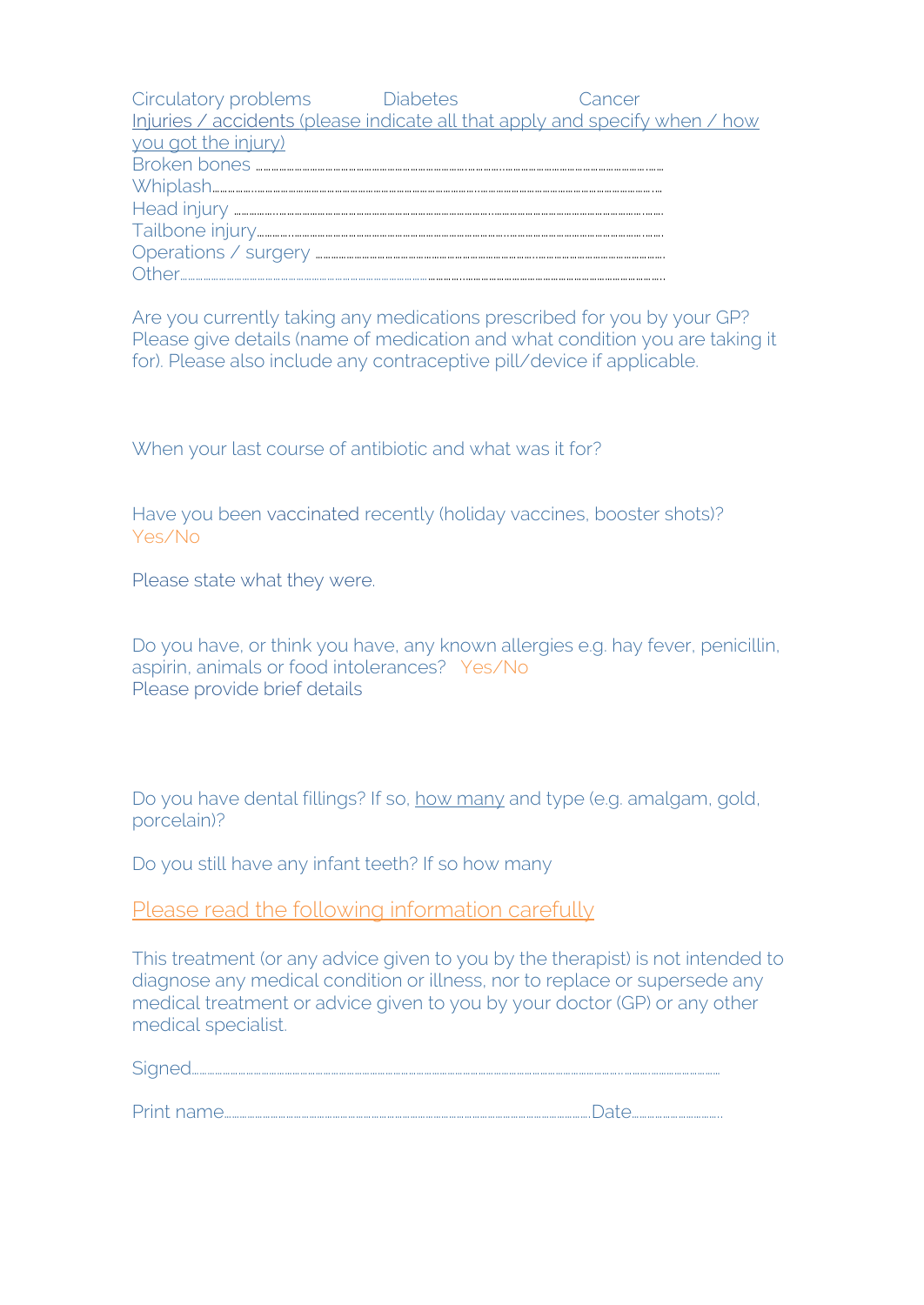Circulatory problems Diabetes Cancer

Injuries / accidents (please indicate all that apply and specify when / how you got the injury)

Broken bones ..............................................................................................................................

Whiplash......................................................................................................................................

Head injury ..................................................................................................................................

Tailbone injury.............................................................................................................................

Operations / surgery ...................................................................................................................

Other...........................................................................................................................................

Are you currently taking any medications prescribed for you by your GP? Please give details (name of medication and what condition you are taking it for). Please also include any contraceptive pill/device if applicable.

When your last course of antibiotic and what was it for?

Have you been vaccinated recently (holiday vaccines, booster shots)? Yes/No

Please state what they were.

Do you have, or think you have, any known allergies e.g. hay fever, penicillin, aspirin, animals or food intolerances? Yes/No

Please provide brief details

Do you have dental fillings? If so, how many and type (e.g. amalgam, gold, porcelain)?

Do you still have any infant teeth? If so how many

Please read the following information carefully

This treatment (or any advice given to you by the therapist) is not intended to diagnose any medical condition or illness, nor to replace or supersede any medical treatment or advice given to you by your doctor (GP) or any other medical specialist.

Signed.......................................................................................................................................................

Print name..........................................................................................................Date.................................